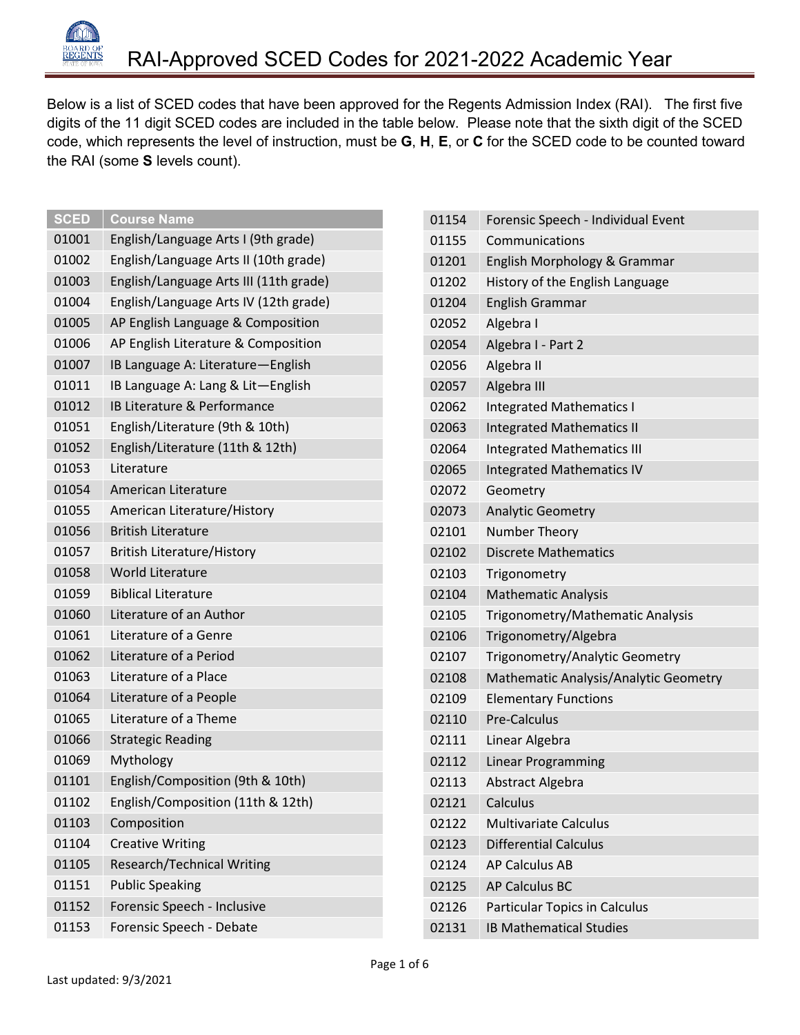# RAI-Approved SCED Codes for 2021-2022 Academic Year

Below is a list of SCED codes that have been approved for the Regents Admission Index (RAI). The first five digits of the 11 digit SCED codes are included in the table below. Please note that the sixth digit of the SCED code, which represents the level of instruction, must be **G**, **H**, **E**, or **C** for the SCED code to be counted toward the RAI (some **S** levels count).

| SCED | Course Name |
|---|---|
| 01001 | English/Language Arts I (9th grade) |
| 01002 | English/Language Arts II (10th grade) |
| 01003 | English/Language Arts III (11th grade) |
| 01004 | English/Language Arts IV (12th grade) |
| 01005 | AP English Language & Composition |
| 01006 | AP English Literature & Composition |
| 01007 | IB Language A: Literature—English |
| 01011 | IB Language A: Lang & Lit—English |
| 01012 | IB Literature & Performance |
| 01051 | English/Literature (9th & 10th) |
| 01052 | English/Literature (11th & 12th) |
| 01053 | Literature |
| 01054 | American Literature |
| 01055 | American Literature/History |
| 01056 | British Literature |
| 01057 | British Literature/History |
| 01058 | World Literature |
| 01059 | Biblical Literature |
| 01060 | Literature of an Author |
| 01061 | Literature of a Genre |
| 01062 | Literature of a Period |
| 01063 | Literature of a Place |
| 01064 | Literature of a People |
| 01065 | Literature of a Theme |
| 01066 | Strategic Reading |
| 01069 | Mythology |
| 01101 | English/Composition (9th & 10th) |
| 01102 | English/Composition (11th & 12th) |
| 01103 | Composition |
| 01104 | Creative Writing |
| 01105 | Research/Technical Writing |
| 01151 | Public Speaking |
| 01152 | Forensic Speech - Inclusive |
| 01153 | Forensic Speech - Debate |
| 01154 | Forensic Speech - Individual Event |
| 01155 | Communications |
| 01201 | English Morphology & Grammar |
| 01202 | History of the English Language |
| 01204 | English Grammar |
| 02052 | Algebra I |
| 02054 | Algebra I - Part 2 |
| 02056 | Algebra II |
| 02057 | Algebra III |
| 02062 | Integrated Mathematics I |
| 02063 | Integrated Mathematics II |
| 02064 | Integrated Mathematics III |
| 02065 | Integrated Mathematics IV |
| 02072 | Geometry |
| 02073 | Analytic Geometry |
| 02101 | Number Theory |
| 02102 | Discrete Mathematics |
| 02103 | Trigonometry |
| 02104 | Mathematic Analysis |
| 02105 | Trigonometry/Mathematic Analysis |
| 02106 | Trigonometry/Algebra |
| 02107 | Trigonometry/Analytic Geometry |
| 02108 | Mathematic Analysis/Analytic Geometry |
| 02109 | Elementary Functions |
| 02110 | Pre-Calculus |
| 02111 | Linear Algebra |
| 02112 | Linear Programming |
| 02113 | Abstract Algebra |
| 02121 | Calculus |
| 02122 | Multivariate Calculus |
| 02123 | Differential Calculus |
| 02124 | AP Calculus AB |
| 02125 | AP Calculus BC |
| 02126 | Particular Topics in Calculus |
| 02131 | IB Mathematical Studies |

Last updated: 9/3/2021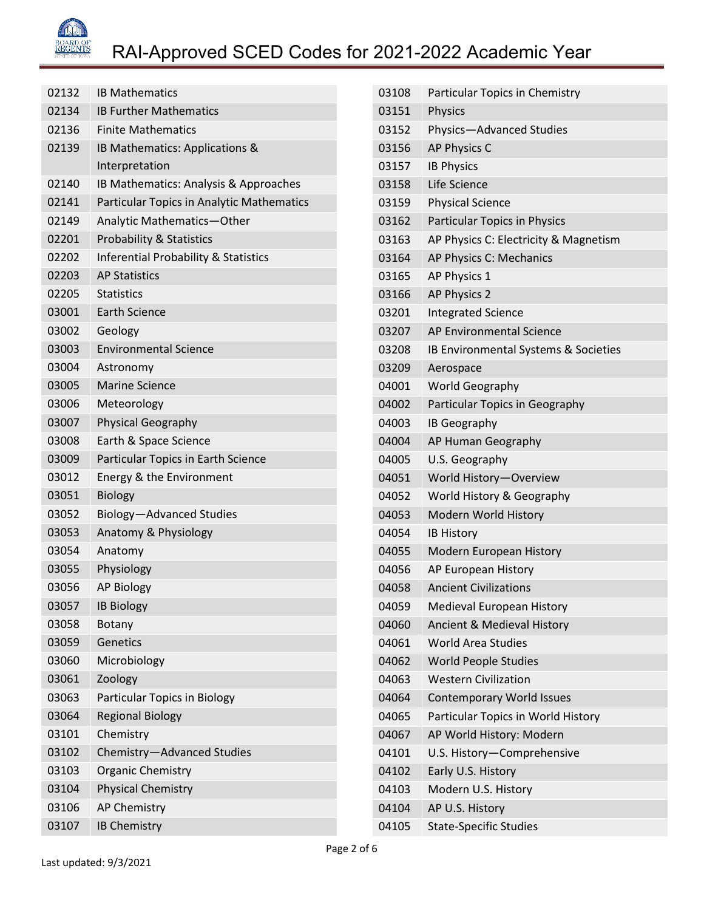# RAI-Approved SCED Codes for 2021-2022 Academic Year

| Code | Course |
|---|---|
| 02132 | IB Mathematics |
| 02134 | IB Further Mathematics |
| 02136 | Finite Mathematics |
| 02139 | IB Mathematics: Applications & Interpretation |
| 02140 | IB Mathematics: Analysis & Approaches |
| 02141 | Particular Topics in Analytic Mathematics |
| 02149 | Analytic Mathematics—Other |
| 02201 | Probability & Statistics |
| 02202 | Inferential Probability & Statistics |
| 02203 | AP Statistics |
| 02205 | Statistics |
| 03001 | Earth Science |
| 03002 | Geology |
| 03003 | Environmental Science |
| 03004 | Astronomy |
| 03005 | Marine Science |
| 03006 | Meteorology |
| 03007 | Physical Geography |
| 03008 | Earth & Space Science |
| 03009 | Particular Topics in Earth Science |
| 03012 | Energy & the Environment |
| 03051 | Biology |
| 03052 | Biology—Advanced Studies |
| 03053 | Anatomy & Physiology |
| 03054 | Anatomy |
| 03055 | Physiology |
| 03056 | AP Biology |
| 03057 | IB Biology |
| 03058 | Botany |
| 03059 | Genetics |
| 03060 | Microbiology |
| 03061 | Zoology |
| 03063 | Particular Topics in Biology |
| 03064 | Regional Biology |
| 03101 | Chemistry |
| 03102 | Chemistry—Advanced Studies |
| 03103 | Organic Chemistry |
| 03104 | Physical Chemistry |
| 03106 | AP Chemistry |
| 03107 | IB Chemistry |
| 03108 | Particular Topics in Chemistry |
| 03151 | Physics |
| 03152 | Physics—Advanced Studies |
| 03156 | AP Physics C |
| 03157 | IB Physics |
| 03158 | Life Science |
| 03159 | Physical Science |
| 03162 | Particular Topics in Physics |
| 03163 | AP Physics C: Electricity & Magnetism |
| 03164 | AP Physics C: Mechanics |
| 03165 | AP Physics 1 |
| 03166 | AP Physics 2 |
| 03201 | Integrated Science |
| 03207 | AP Environmental Science |
| 03208 | IB Environmental Systems & Societies |
| 03209 | Aerospace |
| 04001 | World Geography |
| 04002 | Particular Topics in Geography |
| 04003 | IB Geography |
| 04004 | AP Human Geography |
| 04005 | U.S. Geography |
| 04051 | World History—Overview |
| 04052 | World History & Geography |
| 04053 | Modern World History |
| 04054 | IB History |
| 04055 | Modern European History |
| 04056 | AP European History |
| 04058 | Ancient Civilizations |
| 04059 | Medieval European History |
| 04060 | Ancient & Medieval History |
| 04061 | World Area Studies |
| 04062 | World People Studies |
| 04063 | Western Civilization |
| 04064 | Contemporary World Issues |
| 04065 | Particular Topics in World History |
| 04067 | AP World History: Modern |
| 04101 | U.S. History—Comprehensive |
| 04102 | Early U.S. History |
| 04103 | Modern U.S. History |
| 04104 | AP U.S. History |
| 04105 | State-Specific Studies |

Last updated: 9/3/2021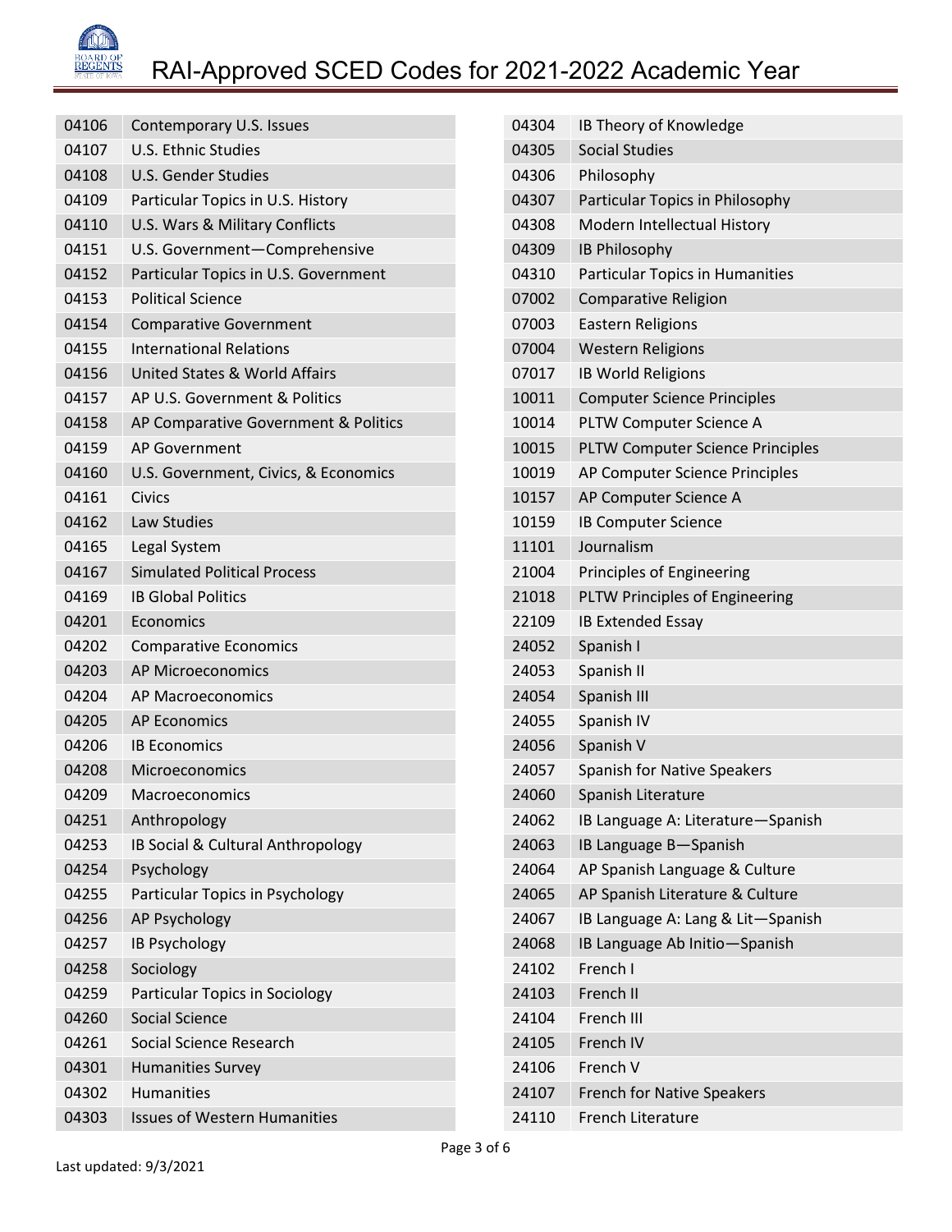# RAI-Approved SCED Codes for 2021-2022 Academic Year

| | |
|---|---|
| 04106 | Contemporary U.S. Issues |
| 04107 | U.S. Ethnic Studies |
| 04108 | U.S. Gender Studies |
| 04109 | Particular Topics in U.S. History |
| 04110 | U.S. Wars & Military Conflicts |
| 04151 | U.S. Government—Comprehensive |
| 04152 | Particular Topics in U.S. Government |
| 04153 | Political Science |
| 04154 | Comparative Government |
| 04155 | International Relations |
| 04156 | United States & World Affairs |
| 04157 | AP U.S. Government & Politics |
| 04158 | AP Comparative Government & Politics |
| 04159 | AP Government |
| 04160 | U.S. Government, Civics, & Economics |
| 04161 | Civics |
| 04162 | Law Studies |
| 04165 | Legal System |
| 04167 | Simulated Political Process |
| 04169 | IB Global Politics |
| 04201 | Economics |
| 04202 | Comparative Economics |
| 04203 | AP Microeconomics |
| 04204 | AP Macroeconomics |
| 04205 | AP Economics |
| 04206 | IB Economics |
| 04208 | Microeconomics |
| 04209 | Macroeconomics |
| 04251 | Anthropology |
| 04253 | IB Social & Cultural Anthropology |
| 04254 | Psychology |
| 04255 | Particular Topics in Psychology |
| 04256 | AP Psychology |
| 04257 | IB Psychology |
| 04258 | Sociology |
| 04259 | Particular Topics in Sociology |
| 04260 | Social Science |
| 04261 | Social Science Research |
| 04301 | Humanities Survey |
| 04302 | Humanities |
| 04303 | Issues of Western Humanities |
| 04304 | IB Theory of Knowledge |
| 04305 | Social Studies |
| 04306 | Philosophy |
| 04307 | Particular Topics in Philosophy |
| 04308 | Modern Intellectual History |
| 04309 | IB Philosophy |
| 04310 | Particular Topics in Humanities |
| 07002 | Comparative Religion |
| 07003 | Eastern Religions |
| 07004 | Western Religions |
| 07017 | IB World Religions |
| 10011 | Computer Science Principles |
| 10014 | PLTW Computer Science A |
| 10015 | PLTW Computer Science Principles |
| 10019 | AP Computer Science Principles |
| 10157 | AP Computer Science A |
| 10159 | IB Computer Science |
| 11101 | Journalism |
| 21004 | Principles of Engineering |
| 21018 | PLTW Principles of Engineering |
| 22109 | IB Extended Essay |
| 24052 | Spanish I |
| 24053 | Spanish II |
| 24054 | Spanish III |
| 24055 | Spanish IV |
| 24056 | Spanish V |
| 24057 | Spanish for Native Speakers |
| 24060 | Spanish Literature |
| 24062 | IB Language A: Literature—Spanish |
| 24063 | IB Language B—Spanish |
| 24064 | AP Spanish Language & Culture |
| 24065 | AP Spanish Literature & Culture |
| 24067 | IB Language A: Lang & Lit—Spanish |
| 24068 | IB Language Ab Initio—Spanish |
| 24102 | French I |
| 24103 | French II |
| 24104 | French III |
| 24105 | French IV |
| 24106 | French V |
| 24107 | French for Native Speakers |
| 24110 | French Literature |

Last updated: 9/3/2021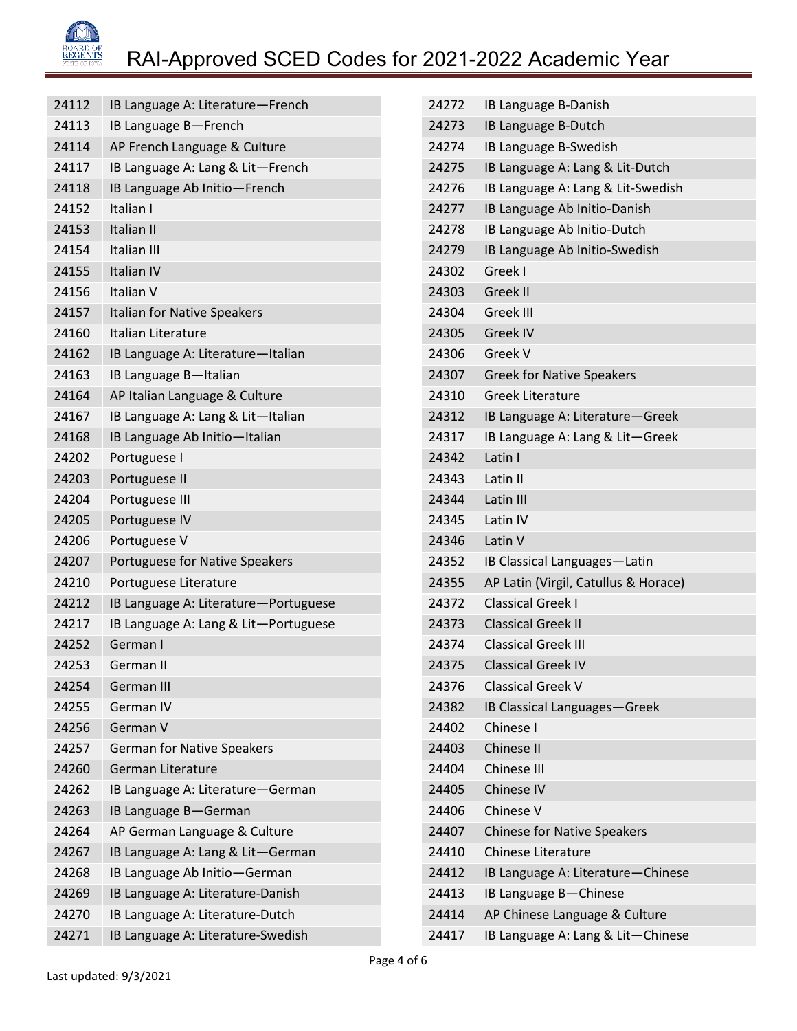# RAI-Approved SCED Codes for 2021-2022 Academic Year

| Code | Course |
|---|---|
| 24112 | IB Language A: Literature—French |
| 24113 | IB Language B—French |
| 24114 | AP French Language & Culture |
| 24117 | IB Language A: Lang & Lit—French |
| 24118 | IB Language Ab Initio—French |
| 24152 | Italian I |
| 24153 | Italian II |
| 24154 | Italian III |
| 24155 | Italian IV |
| 24156 | Italian V |
| 24157 | Italian for Native Speakers |
| 24160 | Italian Literature |
| 24162 | IB Language A: Literature—Italian |
| 24163 | IB Language B—Italian |
| 24164 | AP Italian Language & Culture |
| 24167 | IB Language A: Lang & Lit—Italian |
| 24168 | IB Language Ab Initio—Italian |
| 24202 | Portuguese I |
| 24203 | Portuguese II |
| 24204 | Portuguese III |
| 24205 | Portuguese IV |
| 24206 | Portuguese V |
| 24207 | Portuguese for Native Speakers |
| 24210 | Portuguese Literature |
| 24212 | IB Language A: Literature—Portuguese |
| 24217 | IB Language A: Lang & Lit—Portuguese |
| 24252 | German I |
| 24253 | German II |
| 24254 | German III |
| 24255 | German IV |
| 24256 | German V |
| 24257 | German for Native Speakers |
| 24260 | German Literature |
| 24262 | IB Language A: Literature—German |
| 24263 | IB Language B—German |
| 24264 | AP German Language & Culture |
| 24267 | IB Language A: Lang & Lit—German |
| 24268 | IB Language Ab Initio—German |
| 24269 | IB Language A: Literature-Danish |
| 24270 | IB Language A: Literature-Dutch |
| 24271 | IB Language A: Literature-Swedish |
| 24272 | IB Language B-Danish |
| 24273 | IB Language B-Dutch |
| 24274 | IB Language B-Swedish |
| 24275 | IB Language A: Lang & Lit-Dutch |
| 24276 | IB Language A: Lang & Lit-Swedish |
| 24277 | IB Language Ab Initio-Danish |
| 24278 | IB Language Ab Initio-Dutch |
| 24279 | IB Language Ab Initio-Swedish |
| 24302 | Greek I |
| 24303 | Greek II |
| 24304 | Greek III |
| 24305 | Greek IV |
| 24306 | Greek V |
| 24307 | Greek for Native Speakers |
| 24310 | Greek Literature |
| 24312 | IB Language A: Literature—Greek |
| 24317 | IB Language A: Lang & Lit—Greek |
| 24342 | Latin I |
| 24343 | Latin II |
| 24344 | Latin III |
| 24345 | Latin IV |
| 24346 | Latin V |
| 24352 | IB Classical Languages—Latin |
| 24355 | AP Latin (Virgil, Catullus & Horace) |
| 24372 | Classical Greek I |
| 24373 | Classical Greek II |
| 24374 | Classical Greek III |
| 24375 | Classical Greek IV |
| 24376 | Classical Greek V |
| 24382 | IB Classical Languages—Greek |
| 24402 | Chinese I |
| 24403 | Chinese II |
| 24404 | Chinese III |
| 24405 | Chinese IV |
| 24406 | Chinese V |
| 24407 | Chinese for Native Speakers |
| 24410 | Chinese Literature |
| 24412 | IB Language A: Literature—Chinese |
| 24413 | IB Language B—Chinese |
| 24414 | AP Chinese Language & Culture |
| 24417 | IB Language A: Lang & Lit—Chinese |

Last updated: 9/3/2021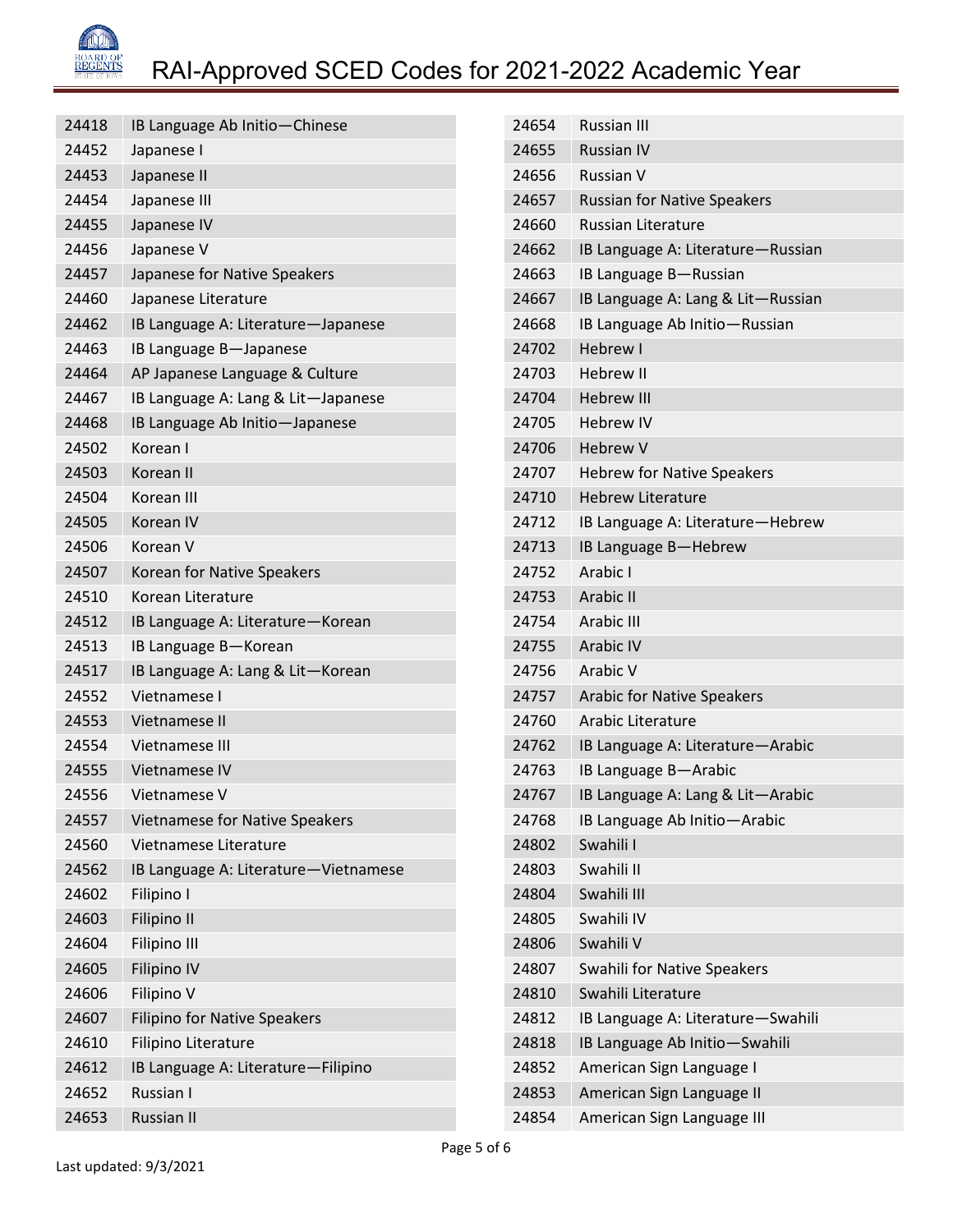# RAI-Approved SCED Codes for 2021-2022 Academic Year

| | |
|---|---|
| 24418 | IB Language Ab Initio—Chinese |
| 24452 | Japanese I |
| 24453 | Japanese II |
| 24454 | Japanese III |
| 24455 | Japanese IV |
| 24456 | Japanese V |
| 24457 | Japanese for Native Speakers |
| 24460 | Japanese Literature |
| 24462 | IB Language A: Literature—Japanese |
| 24463 | IB Language B—Japanese |
| 24464 | AP Japanese Language & Culture |
| 24467 | IB Language A: Lang & Lit—Japanese |
| 24468 | IB Language Ab Initio—Japanese |
| 24502 | Korean I |
| 24503 | Korean II |
| 24504 | Korean III |
| 24505 | Korean IV |
| 24506 | Korean V |
| 24507 | Korean for Native Speakers |
| 24510 | Korean Literature |
| 24512 | IB Language A: Literature—Korean |
| 24513 | IB Language B—Korean |
| 24517 | IB Language A: Lang & Lit—Korean |
| 24552 | Vietnamese I |
| 24553 | Vietnamese II |
| 24554 | Vietnamese III |
| 24555 | Vietnamese IV |
| 24556 | Vietnamese V |
| 24557 | Vietnamese for Native Speakers |
| 24560 | Vietnamese Literature |
| 24562 | IB Language A: Literature—Vietnamese |
| 24602 | Filipino I |
| 24603 | Filipino II |
| 24604 | Filipino III |
| 24605 | Filipino IV |
| 24606 | Filipino V |
| 24607 | Filipino for Native Speakers |
| 24610 | Filipino Literature |
| 24612 | IB Language A: Literature—Filipino |
| 24652 | Russian I |
| 24653 | Russian II |
| 24654 | Russian III |
| 24655 | Russian IV |
| 24656 | Russian V |
| 24657 | Russian for Native Speakers |
| 24660 | Russian Literature |
| 24662 | IB Language A: Literature—Russian |
| 24663 | IB Language B—Russian |
| 24667 | IB Language A: Lang & Lit—Russian |
| 24668 | IB Language Ab Initio—Russian |
| 24702 | Hebrew I |
| 24703 | Hebrew II |
| 24704 | Hebrew III |
| 24705 | Hebrew IV |
| 24706 | Hebrew V |
| 24707 | Hebrew for Native Speakers |
| 24710 | Hebrew Literature |
| 24712 | IB Language A: Literature—Hebrew |
| 24713 | IB Language B—Hebrew |
| 24752 | Arabic I |
| 24753 | Arabic II |
| 24754 | Arabic III |
| 24755 | Arabic IV |
| 24756 | Arabic V |
| 24757 | Arabic for Native Speakers |
| 24760 | Arabic Literature |
| 24762 | IB Language A: Literature—Arabic |
| 24763 | IB Language B—Arabic |
| 24767 | IB Language A: Lang & Lit—Arabic |
| 24768 | IB Language Ab Initio—Arabic |
| 24802 | Swahili I |
| 24803 | Swahili II |
| 24804 | Swahili III |
| 24805 | Swahili IV |
| 24806 | Swahili V |
| 24807 | Swahili for Native Speakers |
| 24810 | Swahili Literature |
| 24812 | IB Language A: Literature—Swahili |
| 24818 | IB Language Ab Initio—Swahili |
| 24852 | American Sign Language I |
| 24853 | American Sign Language II |
| 24854 | American Sign Language III |

Last updated: 9/3/2021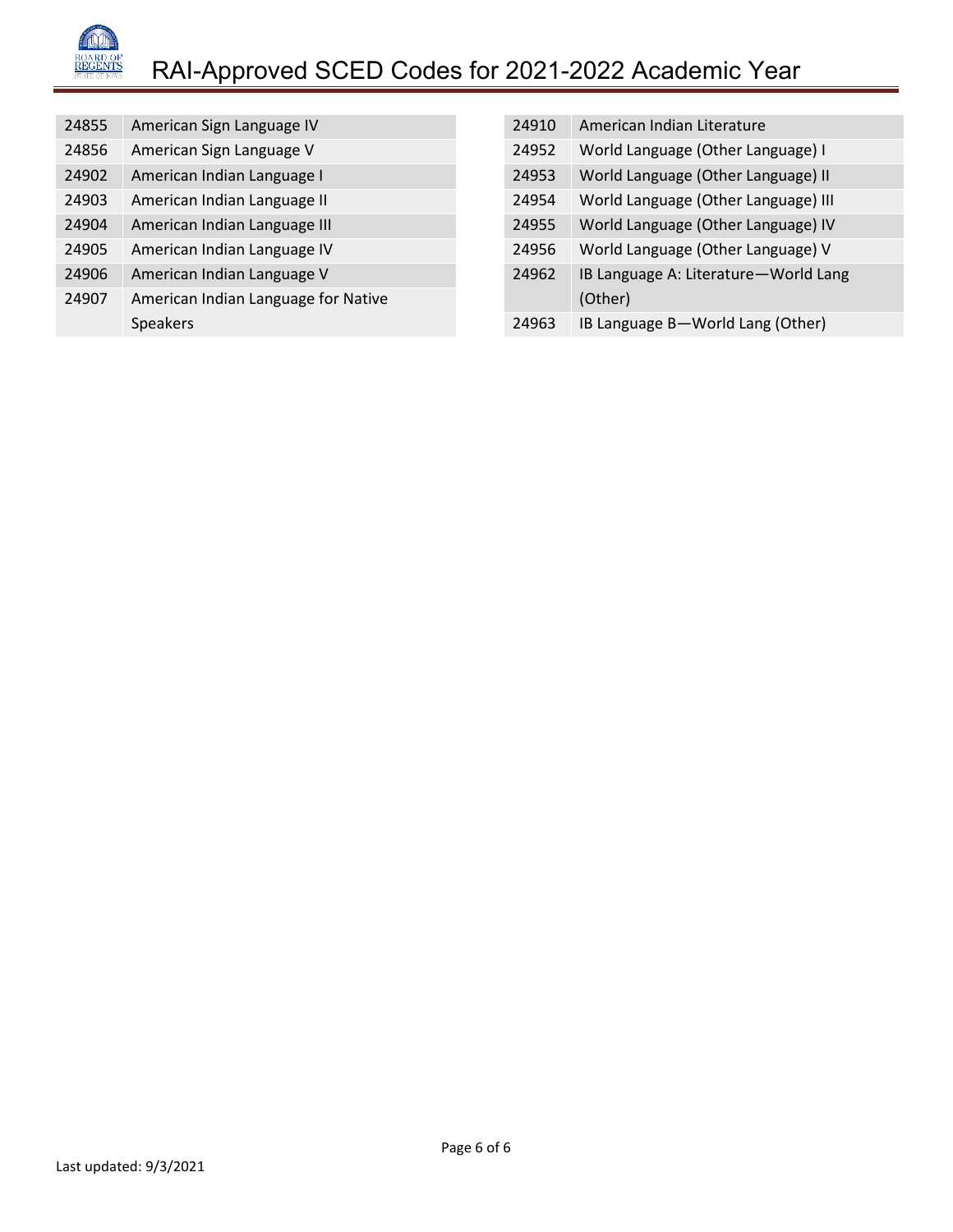| | |
|---|---|
| 24855 | American Sign Language IV |
| 24856 | American Sign Language V |
| 24902 | American Indian Language I |
| 24903 | American Indian Language II |
| 24904 | American Indian Language III |
| 24905 | American Indian Language IV |
| 24906 | American Indian Language V |
| 24907 | American Indian Language for Native Speakers |
| 24910 | American Indian Literature |
| 24952 | World Language (Other Language) I |
| 24953 | World Language (Other Language) II |
| 24954 | World Language (Other Language) III |
| 24955 | World Language (Other Language) IV |
| 24956 | World Language (Other Language) V |
| 24962 | IB Language A: Literature—World Lang (Other) |
| 24963 | IB Language B—World Lang (Other) |

Last updated: 9/3/2021